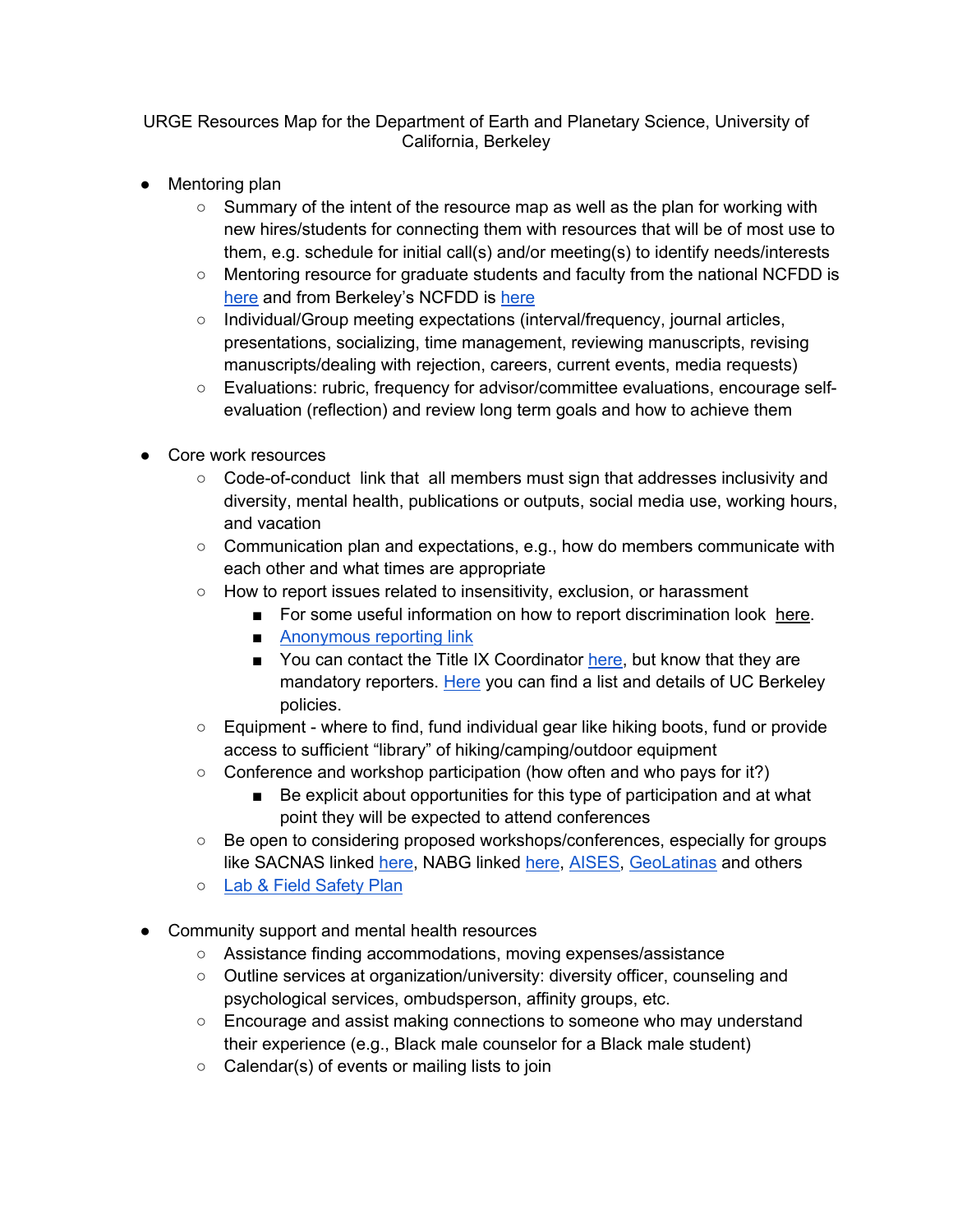URGE Resources Map for the Department of Earth and Planetary Science, University of California, Berkeley

- Mentoring plan
  - Summary of the intent of the resource map as well as the plan for working with new hires/students for connecting them with resources that will be of most use to them, e.g. schedule for initial call(s) and/or meeting(s) to identify needs/interests
  - Mentoring resource for graduate students and faculty from the national NCFDD is here and from Berkeley's NCFDD is here
  - Individual/Group meeting expectations (interval/frequency, journal articles, presentations, socializing, time management, reviewing manuscripts, revising manuscripts/dealing with rejection, careers, current events, media requests)
  - Evaluations: rubric, frequency for advisor/committee evaluations, encourage self-evaluation (reflection) and review long term goals and how to achieve them

- Core work resources
  - Code-of-conduct link that all members must sign that addresses inclusivity and diversity, mental health, publications or outputs, social media use, working hours, and vacation
  - Communication plan and expectations, e.g., how do members communicate with each other and what times are appropriate
  - How to report issues related to insensitivity, exclusion, or harassment
    - For some useful information on how to report discrimination look here.
    - Anonymous reporting link
    - You can contact the Title IX Coordinator here, but know that they are mandatory reporters. Here you can find a list and details of UC Berkeley policies.
  - Equipment - where to find, fund individual gear like hiking boots, fund or provide access to sufficient "library" of hiking/camping/outdoor equipment
  - Conference and workshop participation (how often and who pays for it?)
    - Be explicit about opportunities for this type of participation and at what point they will be expected to attend conferences
  - Be open to considering proposed workshops/conferences, especially for groups like SACNAS linked here, NABG linked here, AISES, GeoLatinas and others
  - Lab & Field Safety Plan

- Community support and mental health resources
  - Assistance finding accommodations, moving expenses/assistance
  - Outline services at organization/university: diversity officer, counseling and psychological services, ombudsperson, affinity groups, etc.
  - Encourage and assist making connections to someone who may understand their experience (e.g., Black male counselor for a Black male student)
  - Calendar(s) of events or mailing lists to join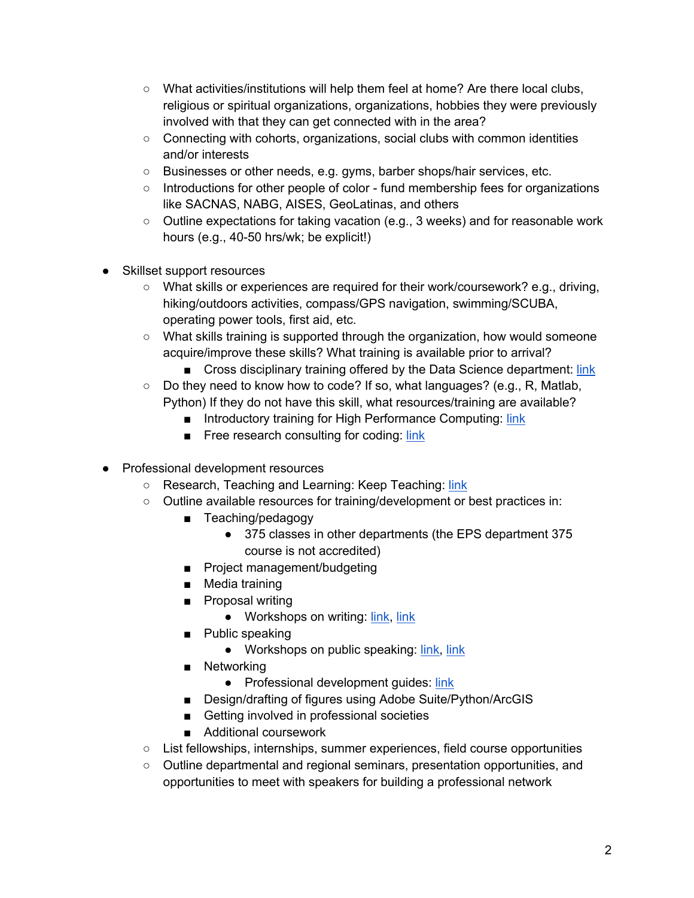- What activities/institutions will help them feel at home? Are there local clubs, religious or spiritual organizations, organizations, hobbies they were previously involved with that they can get connected with in the area?
  - Connecting with cohorts, organizations, social clubs with common identities and/or interests
  - Businesses or other needs, e.g. gyms, barber shops/hair services, etc.
  - Introductions for other people of color - fund membership fees for organizations like SACNAS, NABG, AISES, GeoLatinas, and others
  - Outline expectations for taking vacation (e.g., 3 weeks) and for reasonable work hours (e.g., 40-50 hrs/wk; be explicit!)

- Skillset support resources
  - What skills or experiences are required for their work/coursework? e.g., driving, hiking/outdoors activities, compass/GPS navigation, swimming/SCUBA, operating power tools, first aid, etc.
  - What skills training is supported through the organization, how would someone acquire/improve these skills? What training is available prior to arrival?
    - Cross disciplinary training offered by the Data Science department: link
  - Do they need to know how to code? If so, what languages? (e.g., R, Matlab, Python) If they do not have this skill, what resources/training are available?
    - Introductory training for High Performance Computing: link
    - Free research consulting for coding: link

- Professional development resources
  - Research, Teaching and Learning: Keep Teaching: link
  - Outline available resources for training/development or best practices in:
    - Teaching/pedagogy
      - 375 classes in other departments (the EPS department 375 course is not accredited)
    - Project management/budgeting
    - Media training
    - Proposal writing
      - Workshops on writing: link, link
    - Public speaking
      - Workshops on public speaking: link, link
    - Networking
      - Professional development guides: link
    - Design/drafting of figures using Adobe Suite/Python/ArcGIS
    - Getting involved in professional societies
    - Additional coursework
  - List fellowships, internships, summer experiences, field course opportunities
  - Outline departmental and regional seminars, presentation opportunities, and opportunities to meet with speakers for building a professional network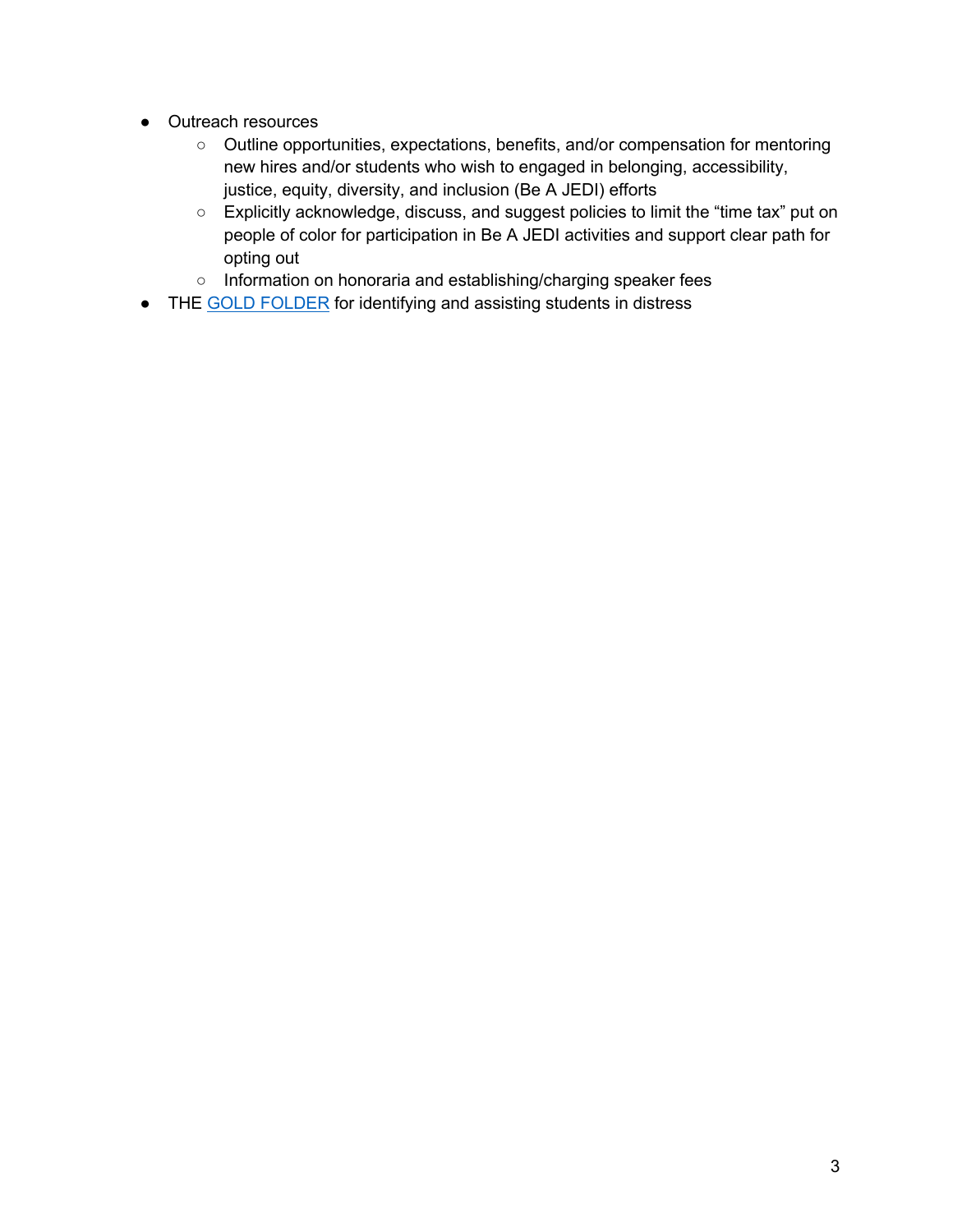- Outreach resources
    - Outline opportunities, expectations, benefits, and/or compensation for mentoring new hires and/or students who wish to engaged in belonging, accessibility, justice, equity, diversity, and inclusion (Be A JEDI) efforts
    - Explicitly acknowledge, discuss, and suggest policies to limit the "time tax" put on people of color for participation in Be A JEDI activities and support clear path for opting out
    - Information on honoraria and establishing/charging speaker fees
- THE GOLD FOLDER for identifying and assisting students in distress